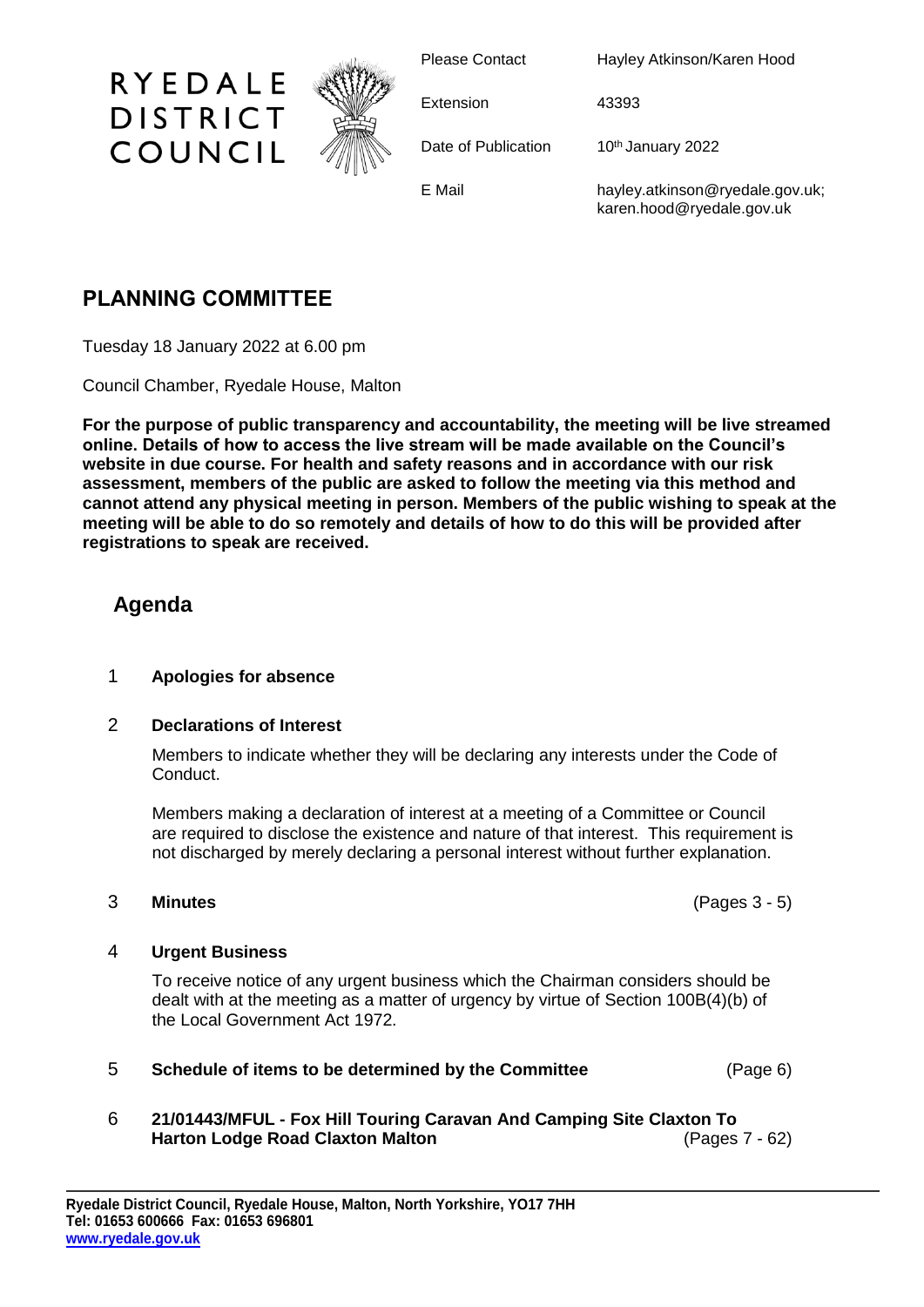RYEDALE DISTRICT COUNCIL

| | |
|---|---|
| Please Contact | Hayley Atkinson/Karen Hood |
| Extension | 43393 |
| Date of Publication | 10th January 2022 |
| E Mail | hayley.atkinson@ryedale.gov.uk; karen.hood@ryedale.gov.uk |

# PLANNING COMMITTEE

Tuesday 18 January 2022 at 6.00 pm

Council Chamber, Ryedale House, Malton

**For the purpose of public transparency and accountability, the meeting will be live streamed online. Details of how to access the live stream will be made available on the Council's website in due course. For health and safety reasons and in accordance with our risk assessment, members of the public are asked to follow the meeting via this method and cannot attend any physical meeting in person. Members of the public wishing to speak at the meeting will be able to do so remotely and details of how to do this will be provided after registrations to speak are received.**

## Agenda

1 **Apologies for absence**

2 **Declarations of Interest**

Members to indicate whether they will be declaring any interests under the Code of Conduct.

Members making a declaration of interest at a meeting of a Committee or Council are required to disclose the existence and nature of that interest. This requirement is not discharged by merely declaring a personal interest without further explanation.

3 **Minutes** (Pages 3 - 5)

4 **Urgent Business**

To receive notice of any urgent business which the Chairman considers should be dealt with at the meeting as a matter of urgency by virtue of Section 100B(4)(b) of the Local Government Act 1972.

5 **Schedule of items to be determined by the Committee** (Page 6)

6 **21/01443/MFUL - Fox Hill Touring Caravan And Camping Site Claxton To Harton Lodge Road Claxton Malton** (Pages 7 - 62)

**Ryedale District Council, Ryedale House, Malton, North Yorkshire, YO17 7HH**
**Tel: 01653 600666 Fax: 01653 696801**
**www.ryedale.gov.uk**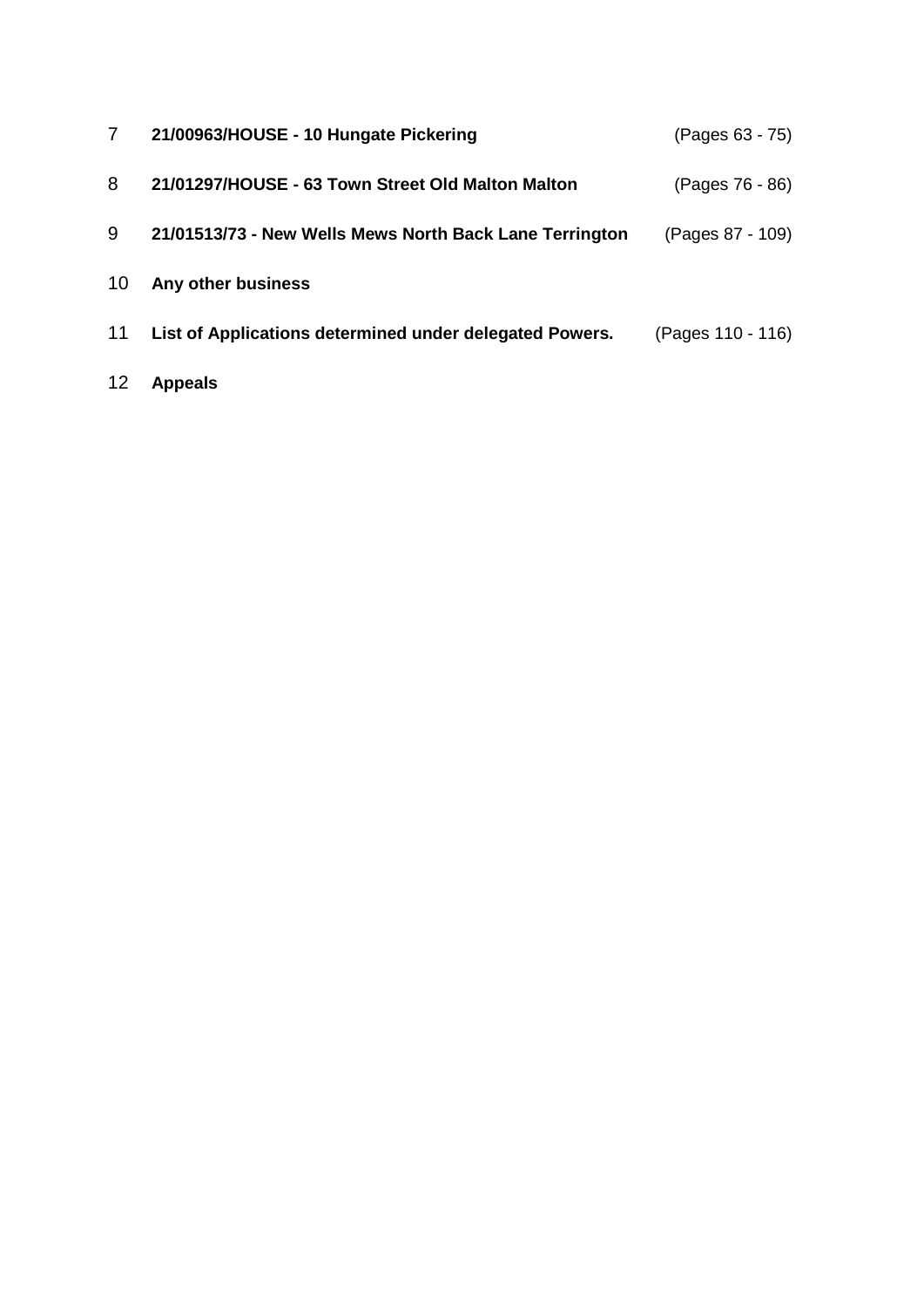| | | |
|---|---|---|
| 7 | **21/00963/HOUSE - 10 Hungate Pickering** | (Pages 63 - 75) |
| 8 | **21/01297/HOUSE - 63 Town Street Old Malton Malton** | (Pages 76 - 86) |
| 9 | **21/01513/73 - New Wells Mews North Back Lane Terrington** | (Pages 87 - 109) |
| 10 | **Any other business** | |
| 11 | **List of Applications determined under delegated Powers.** | (Pages 110 - 116) |
| 12 | **Appeals** | |